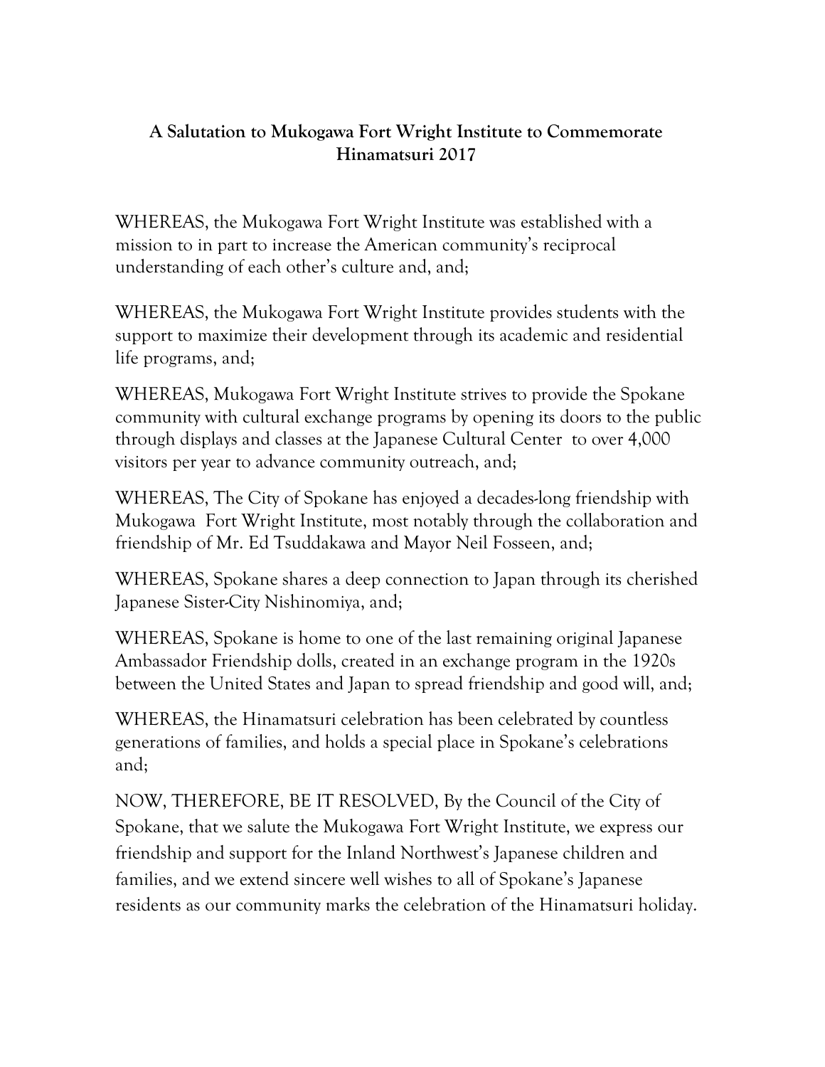**A Salutation to Mukogawa Fort Wright Institute to Commemorate Hinamatsuri 2017**

WHEREAS, the Mukogawa Fort Wright Institute was established with a mission to in part to increase the American community's reciprocal understanding of each other's culture and, and;

WHEREAS, the Mukogawa Fort Wright Institute provides students with the support to maximize their development through its academic and residential life programs, and;

WHEREAS, Mukogawa Fort Wright Institute strives to provide the Spokane community with cultural exchange programs by opening its doors to the public through displays and classes at the Japanese Cultural Center to over 4,000 visitors per year to advance community outreach, and;

WHEREAS, The City of Spokane has enjoyed a decades-long friendship with Mukogawa Fort Wright Institute, most notably through the collaboration and friendship of Mr. Ed Tsuddakawa and Mayor Neil Fosseen, and;

WHEREAS, Spokane shares a deep connection to Japan through its cherished Japanese Sister-City Nishinomiya, and;

WHEREAS, Spokane is home to one of the last remaining original Japanese Ambassador Friendship dolls, created in an exchange program in the 1920s between the United States and Japan to spread friendship and good will, and;

WHEREAS, the Hinamatsuri celebration has been celebrated by countless generations of families, and holds a special place in Spokane's celebrations and;

NOW, THEREFORE, BE IT RESOLVED, By the Council of the City of Spokane, that we salute the Mukogawa Fort Wright Institute, we express our friendship and support for the Inland Northwest's Japanese children and families, and we extend sincere well wishes to all of Spokane's Japanese residents as our community marks the celebration of the Hinamatsuri holiday.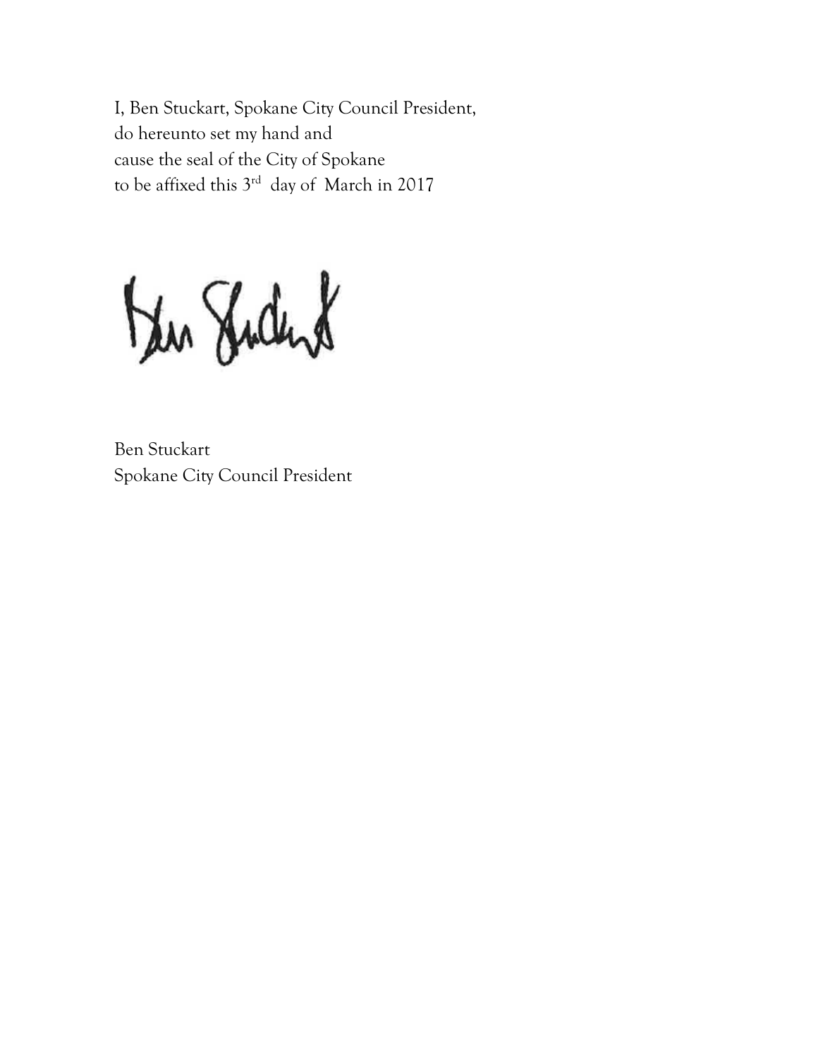I, Ben Stuckart, Spokane City Council President,
do hereunto set my hand and
cause the seal of the City of Spokane
to be affixed this 3rd day of March in 2017

Ben Stuckart
Spokane City Council President